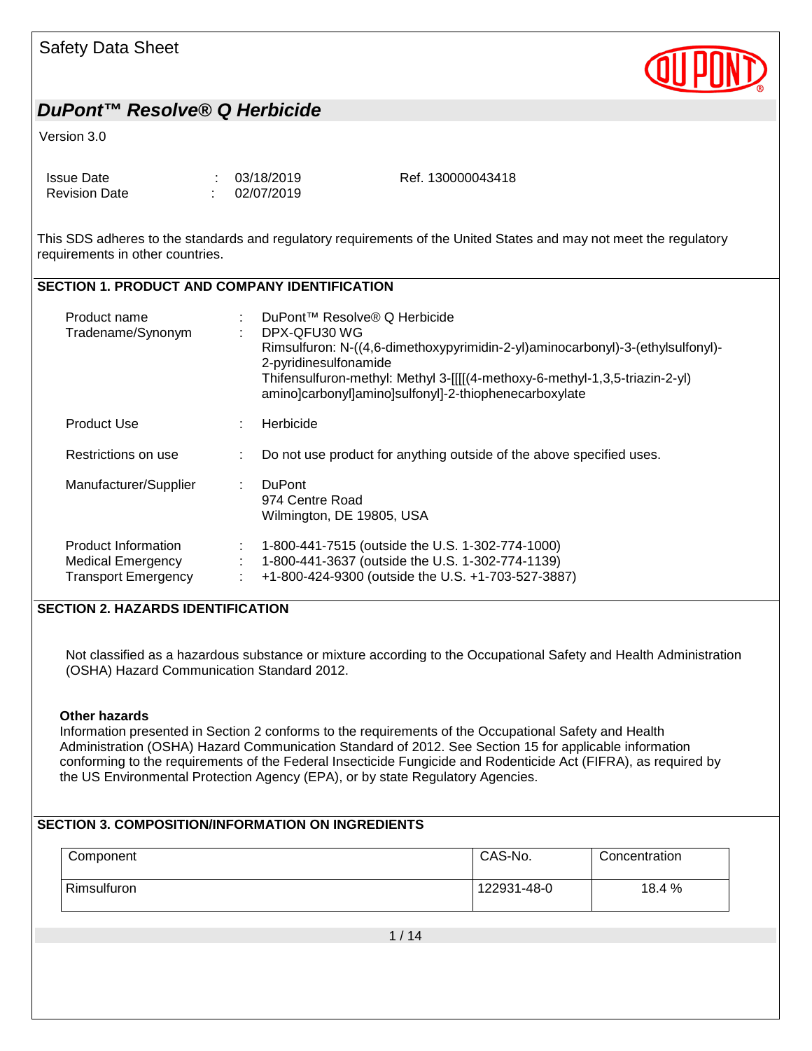Safety Data Sheet

## DuPont™ Resolve® Q Herbicide

Version 3.0

| | | | |
|---|---|---|---|
| Issue Date | : | 03/18/2019 | Ref. 130000043418 |
| Revision Date | : | 02/07/2019 | |

This SDS adheres to the standards and regulatory requirements of the United States and may not meet the regulatory requirements in other countries.

## SECTION 1. PRODUCT AND COMPANY IDENTIFICATION

| | | |
|---|---|---|
| Product name | : | DuPont™ Resolve® Q Herbicide |
| Tradename/Synonym | : | DPX-QFU30 WG<br>Rimsulfuron: N-((4,6-dimethoxypyrimidin-2-yl)aminocarbonyl)-3-(ethylsulfonyl)-2-pyridinesulfonamide<br>Thifensulfuron-methyl: Methyl 3-[[[[(4-methoxy-6-methyl-1,3,5-triazin-2-yl) amino]carbonyl]amino]sulfonyl]-2-thiophenecarboxylate |
| Product Use | : | Herbicide |
| Restrictions on use | : | Do not use product for anything outside of the above specified uses. |
| Manufacturer/Supplier | : | DuPont<br>974 Centre Road<br>Wilmington, DE 19805, USA |
| Product Information | : | 1-800-441-7515 (outside the U.S. 1-302-774-1000) |
| Medical Emergency | : | 1-800-441-3637 (outside the U.S. 1-302-774-1139) |
| Transport Emergency | : | +1-800-424-9300 (outside the U.S. +1-703-527-3887) |

## SECTION 2. HAZARDS IDENTIFICATION

Not classified as a hazardous substance or mixture according to the Occupational Safety and Health Administration (OSHA) Hazard Communication Standard 2012.

**Other hazards**

Information presented in Section 2 conforms to the requirements of the Occupational Safety and Health Administration (OSHA) Hazard Communication Standard of 2012. See Section 15 for applicable information conforming to the requirements of the Federal Insecticide Fungicide and Rodenticide Act (FIFRA), as required by the US Environmental Protection Agency (EPA), or by state Regulatory Agencies.

## SECTION 3. COMPOSITION/INFORMATION ON INGREDIENTS

| Component | CAS-No. | Concentration |
|---|---|---|
| Rimsulfuron | 122931-48-0 | 18.4 % |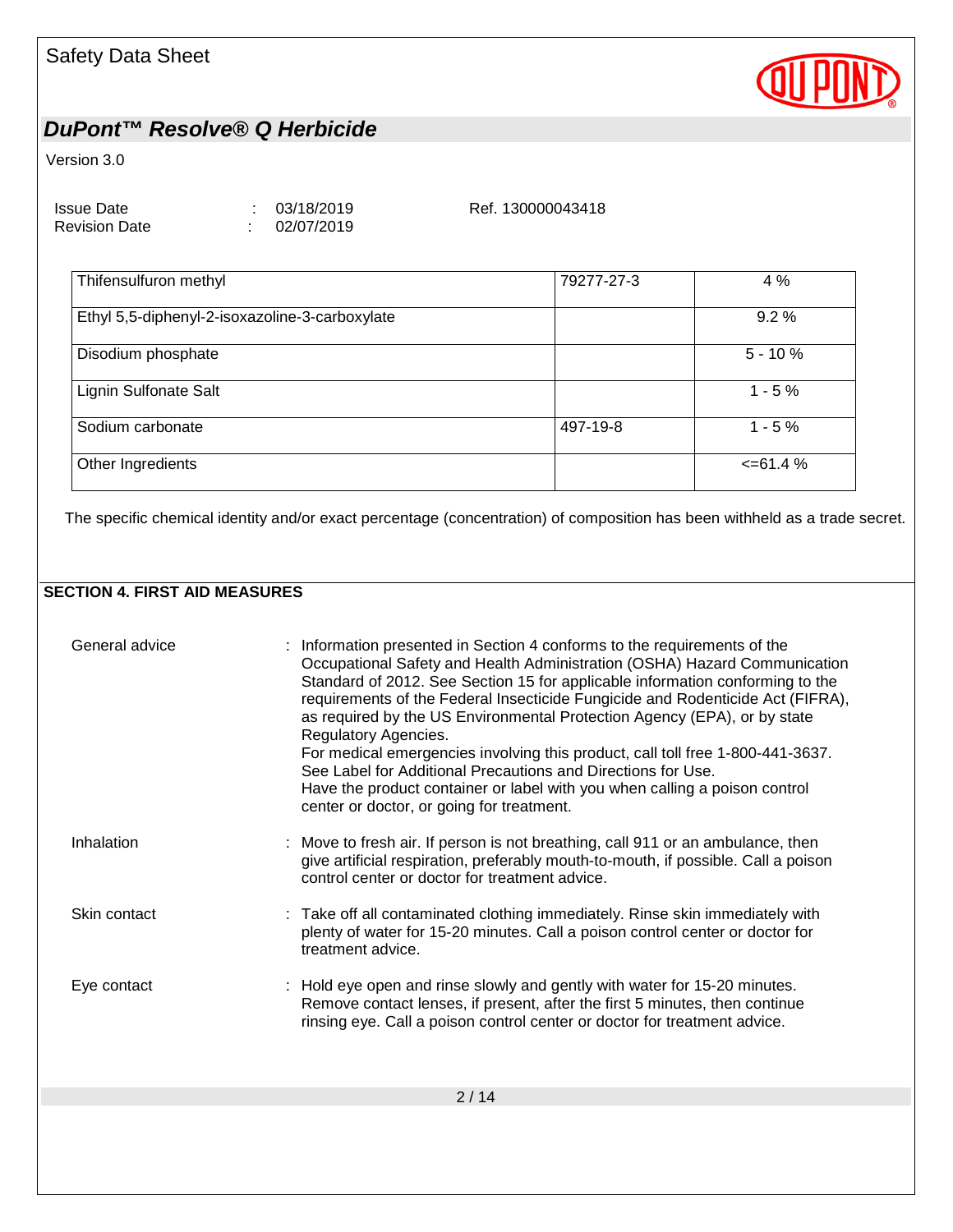| Thifensulfuron methyl | 79277-27-3 | 4 % |
|---|---|---|
| Ethyl 5,5-diphenyl-2-isoxazoline-3-carboxylate | | 9.2 % |
| Disodium phosphate | | 5 - 10 % |
| Lignin Sulfonate Salt | | 1 - 5 % |
| Sodium carbonate | 497-19-8 | 1 - 5 % |
| Other Ingredients | | <=61.4 % |

The specific chemical identity and/or exact percentage (concentration) of composition has been withheld as a trade secret.

## SECTION 4. FIRST AID MEASURES

General advice : Information presented in Section 4 conforms to the requirements of the Occupational Safety and Health Administration (OSHA) Hazard Communication Standard of 2012. See Section 15 for applicable information conforming to the requirements of the Federal Insecticide Fungicide and Rodenticide Act (FIFRA), as required by the US Environmental Protection Agency (EPA), or by state Regulatory Agencies.
For medical emergencies involving this product, call toll free 1-800-441-3637.
See Label for Additional Precautions and Directions for Use.
Have the product container or label with you when calling a poison control center or doctor, or going for treatment.

Inhalation : Move to fresh air. If person is not breathing, call 911 or an ambulance, then give artificial respiration, preferably mouth-to-mouth, if possible. Call a poison control center or doctor for treatment advice.

Skin contact : Take off all contaminated clothing immediately. Rinse skin immediately with plenty of water for 15-20 minutes. Call a poison control center or doctor for treatment advice.

Eye contact : Hold eye open and rinse slowly and gently with water for 15-20 minutes. Remove contact lenses, if present, after the first 5 minutes, then continue rinsing eye. Call a poison control center or doctor for treatment advice.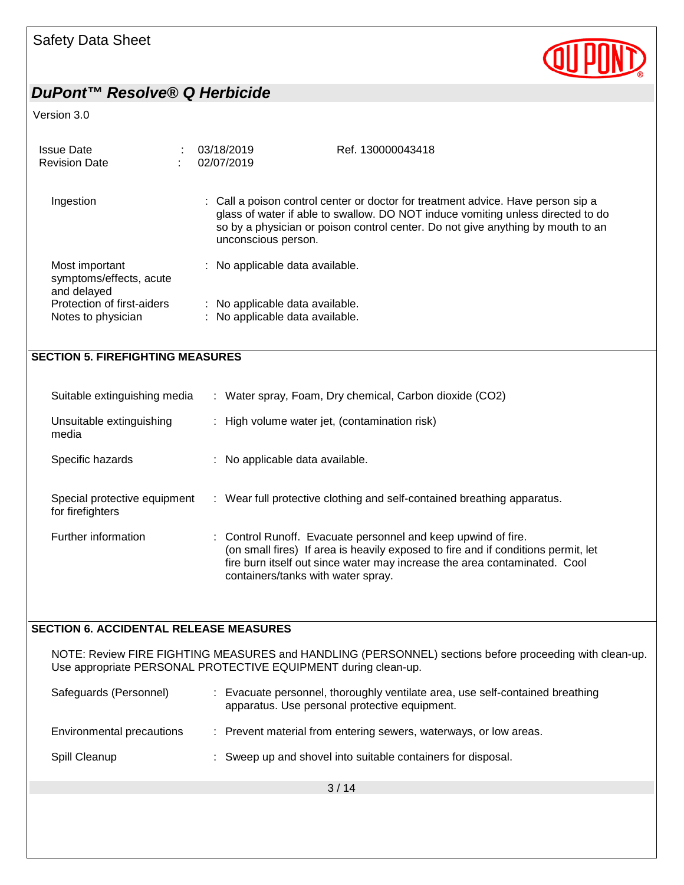Ingestion : Call a poison control center or doctor for treatment advice. Have person sip a glass of water if able to swallow. DO NOT induce vomiting unless directed to do so by a physician or poison control center. Do not give anything by mouth to an unconscious person.

Most important symptoms/effects, acute and delayed : No applicable data available.

Protection of first-aiders : No applicable data available.

Notes to physician : No applicable data available.

## SECTION 5. FIREFIGHTING MEASURES

Suitable extinguishing media : Water spray, Foam, Dry chemical, Carbon dioxide ($CO_2$)

Unsuitable extinguishing media : High volume water jet, (contamination risk)

Specific hazards : No applicable data available.

Special protective equipment for firefighters : Wear full protective clothing and self-contained breathing apparatus.

Further information : Control Runoff. Evacuate personnel and keep upwind of fire. (on small fires) If area is heavily exposed to fire and if conditions permit, let fire burn itself out since water may increase the area contaminated. Cool containers/tanks with water spray.

## SECTION 6. ACCIDENTAL RELEASE MEASURES

NOTE: Review FIRE FIGHTING MEASURES and HANDLING (PERSONNEL) sections before proceeding with clean-up. Use appropriate PERSONAL PROTECTIVE EQUIPMENT during clean-up.

Safeguards (Personnel) : Evacuate personnel, thoroughly ventilate area, use self-contained breathing apparatus. Use personal protective equipment.

Environmental precautions : Prevent material from entering sewers, waterways, or low areas.

Spill Cleanup : Sweep up and shovel into suitable containers for disposal.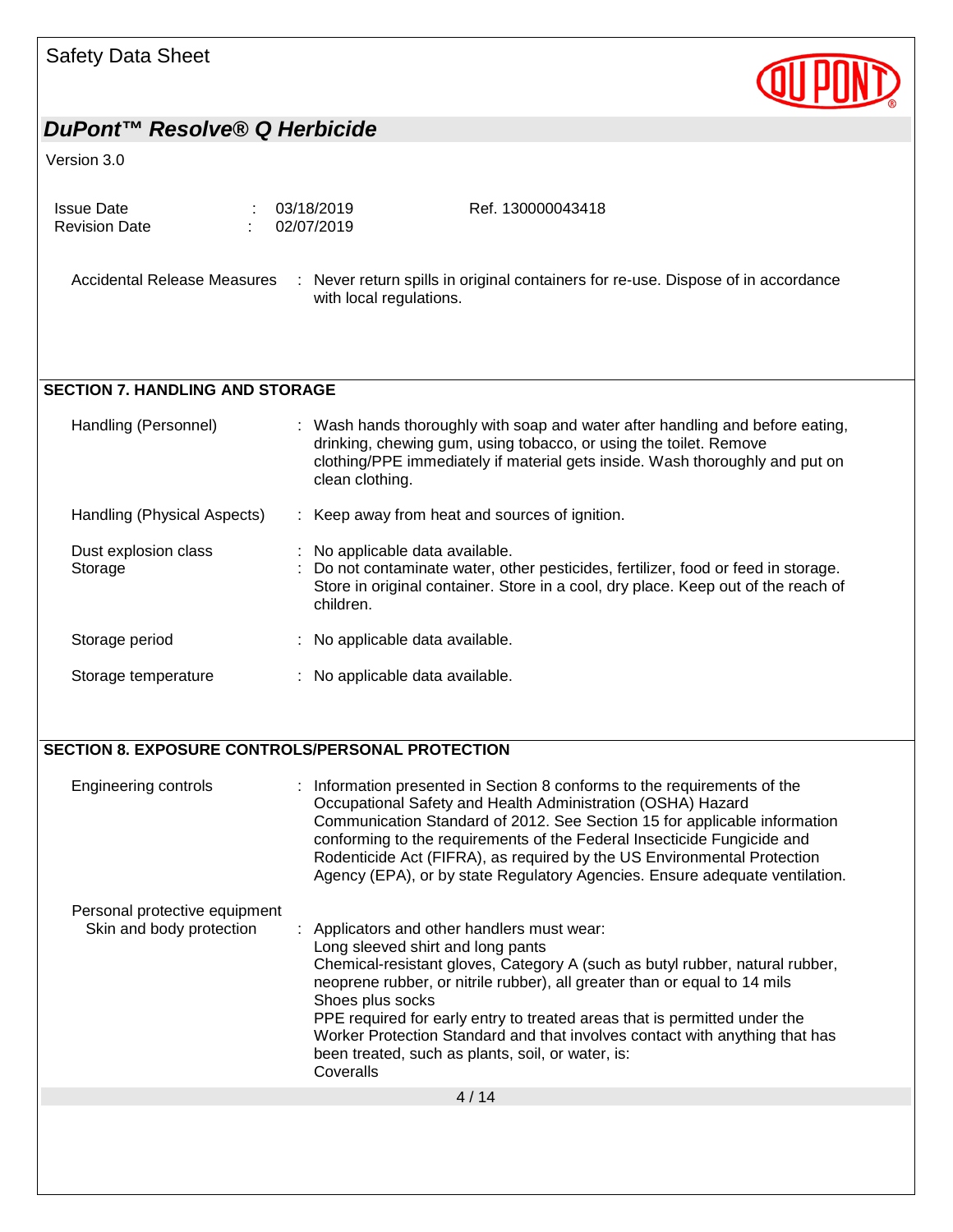Accidental Release Measures : Never return spills in original containers for re-use. Dispose of in accordance with local regulations.

## SECTION 7. HANDLING AND STORAGE

| | |
|---|---|
| Handling (Personnel) | : Wash hands thoroughly with soap and water after handling and before eating, drinking, chewing gum, using tobacco, or using the toilet. Remove clothing/PPE immediately if material gets inside. Wash thoroughly and put on clean clothing. |
| Handling (Physical Aspects) | : Keep away from heat and sources of ignition. |
| Dust explosion class | : No applicable data available. |
| Storage | : Do not contaminate water, other pesticides, fertilizer, food or feed in storage. Store in original container. Store in a cool, dry place. Keep out of the reach of children. |
| Storage period | : No applicable data available. |
| Storage temperature | : No applicable data available. |

## SECTION 8. EXPOSURE CONTROLS/PERSONAL PROTECTION

Engineering controls : Information presented in Section 8 conforms to the requirements of the Occupational Safety and Health Administration (OSHA) Hazard Communication Standard of 2012. See Section 15 for applicable information conforming to the requirements of the Federal Insecticide Fungicide and Rodenticide Act (FIFRA), as required by the US Environmental Protection Agency (EPA), or by state Regulatory Agencies. Ensure adequate ventilation.

Personal protective equipment

Skin and body protection : Applicators and other handlers must wear:
Long sleeved shirt and long pants
Chemical-resistant gloves, Category A (such as butyl rubber, natural rubber, neoprene rubber, or nitrile rubber), all greater than or equal to 14 mils
Shoes plus socks
PPE required for early entry to treated areas that is permitted under the Worker Protection Standard and that involves contact with anything that has been treated, such as plants, soil, or water, is:
Coveralls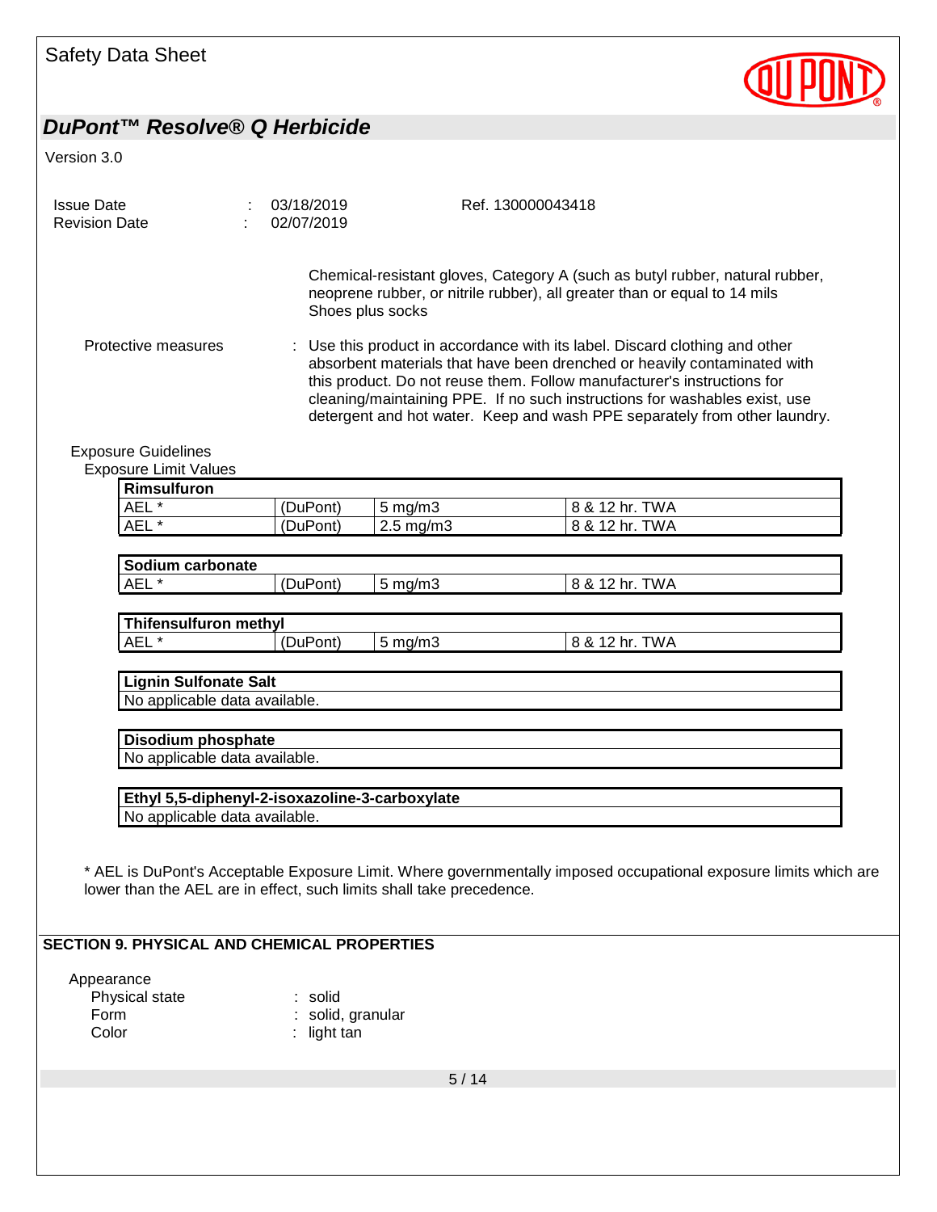Chemical-resistant gloves, Category A (such as butyl rubber, natural rubber, neoprene rubber, or nitrile rubber), all greater than or equal to 14 mils
Shoes plus socks

Protective measures : Use this product in accordance with its label. Discard clothing and other absorbent materials that have been drenched or heavily contaminated with this product. Do not reuse them. Follow manufacturer's instructions for cleaning/maintaining PPE. If no such instructions for washables exist, use detergent and hot water. Keep and wash PPE separately from other laundry.

Exposure Guidelines

Exposure Limit Values

| **Rimsulfuron** | | | |
|---|---|---|---|
| AEL * | (DuPont) | 5 mg/m3 | 8 & 12 hr. TWA |
| AEL * | (DuPont) | 2.5 mg/m3 | 8 & 12 hr. TWA |

| **Sodium carbonate** | | | |
|---|---|---|---|
| AEL * | (DuPont) | 5 mg/m3 | 8 & 12 hr. TWA |

| **Thifensulfuron methyl** | | | |
|---|---|---|---|
| AEL * | (DuPont) | 5 mg/m3 | 8 & 12 hr. TWA |

| **Lignin Sulfonate Salt** |
|---|
| No applicable data available. |

| **Disodium phosphate** |
|---|
| No applicable data available. |

| **Ethyl 5,5-diphenyl-2-isoxazoline-3-carboxylate** |
|---|
| No applicable data available. |

* AEL is DuPont's Acceptable Exposure Limit. Where governmentally imposed occupational exposure limits which are lower than the AEL are in effect, such limits shall take precedence.

## SECTION 9. PHYSICAL AND CHEMICAL PROPERTIES

Appearance

Physical state : solid

Form : solid, granular

Color : light tan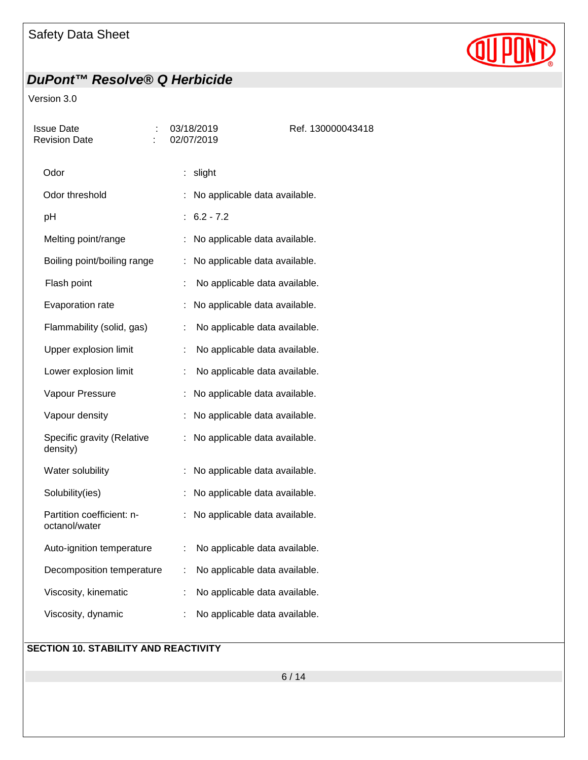| | | |
|---|---|---|
| Odor | : | slight |
| Odor threshold | : | No applicable data available. |
| pH | : | 6.2 - 7.2 |
| Melting point/range | : | No applicable data available. |
| Boiling point/boiling range | : | No applicable data available. |
| Flash point | : | No applicable data available. |
| Evaporation rate | : | No applicable data available. |
| Flammability (solid, gas) | : | No applicable data available. |
| Upper explosion limit | : | No applicable data available. |
| Lower explosion limit | : | No applicable data available. |
| Vapour Pressure | : | No applicable data available. |
| Vapour density | : | No applicable data available. |
| Specific gravity (Relative density) | : | No applicable data available. |
| Water solubility | : | No applicable data available. |
| Solubility(ies) | : | No applicable data available. |
| Partition coefficient: n-octanol/water | : | No applicable data available. |
| Auto-ignition temperature | : | No applicable data available. |
| Decomposition temperature | : | No applicable data available. |
| Viscosity, kinematic | : | No applicable data available. |
| Viscosity, dynamic | : | No applicable data available. |

## SECTION 10. STABILITY AND REACTIVITY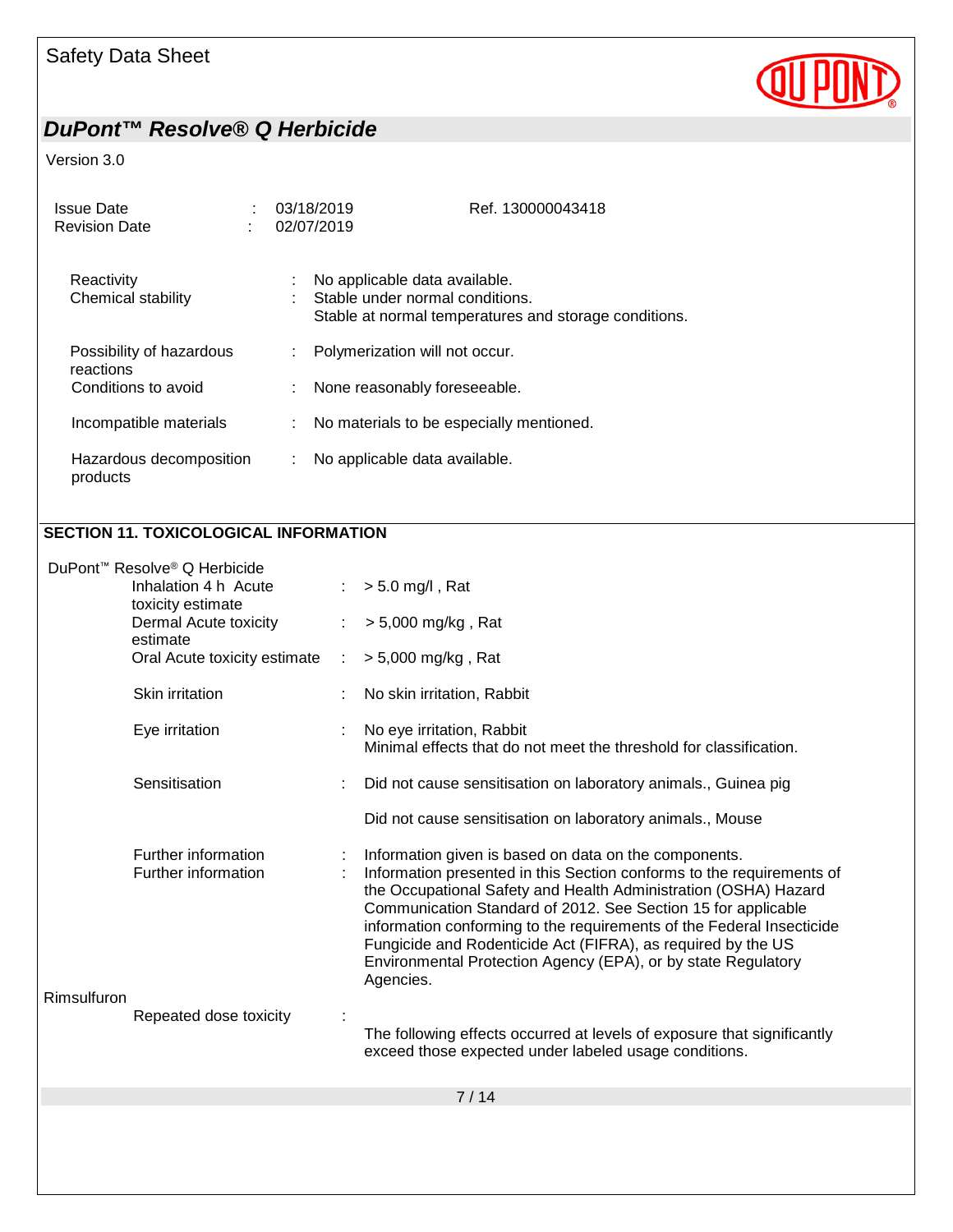Reactivity : No applicable data available.

Chemical stability : Stable under normal conditions.
Stable at normal temperatures and storage conditions.

Possibility of hazardous reactions : Polymerization will not occur.

Conditions to avoid : None reasonably foreseeable.

Incompatible materials : No materials to be especially mentioned.

Hazardous decomposition products : No applicable data available.

## SECTION 11. TOXICOLOGICAL INFORMATION

DuPont™ Resolve® Q Herbicide

Inhalation 4 h Acute toxicity estimate : > 5.0 mg/l , Rat

Dermal Acute toxicity estimate : > 5,000 mg/kg , Rat

Oral Acute toxicity estimate : > 5,000 mg/kg , Rat

Skin irritation : No skin irritation, Rabbit

Eye irritation : No eye irritation, Rabbit
Minimal effects that do not meet the threshold for classification.

Sensitisation : Did not cause sensitisation on laboratory animals., Guinea pig

Did not cause sensitisation on laboratory animals., Mouse

Further information : Information given is based on data on the components.

Further information : Information presented in this Section conforms to the requirements of the Occupational Safety and Health Administration (OSHA) Hazard Communication Standard of 2012. See Section 15 for applicable information conforming to the requirements of the Federal Insecticide Fungicide and Rodenticide Act (FIFRA), as required by the US Environmental Protection Agency (EPA), or by state Regulatory Agencies.

Rimsulfuron

Repeated dose toxicity :

The following effects occurred at levels of exposure that significantly exceed those expected under labeled usage conditions.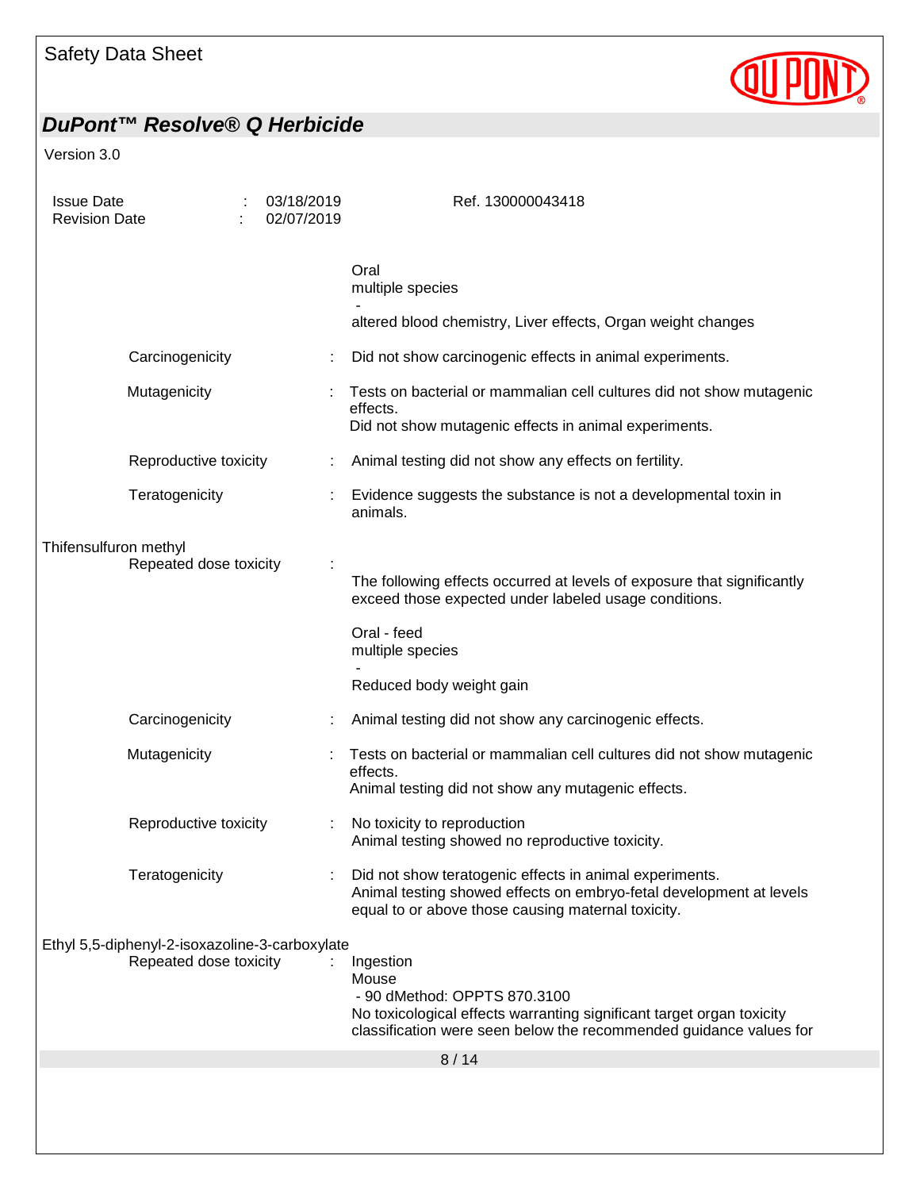Oral
multiple species
-
altered blood chemistry, Liver effects, Organ weight changes

Carcinogenicity : Did not show carcinogenic effects in animal experiments.

Mutagenicity : Tests on bacterial or mammalian cell cultures did not show mutagenic effects.
Did not show mutagenic effects in animal experiments.

Reproductive toxicity : Animal testing did not show any effects on fertility.

Teratogenicity : Evidence suggests the substance is not a developmental toxin in animals.

Thifensulfuron methyl

Repeated dose toxicity :

The following effects occurred at levels of exposure that significantly exceed those expected under labeled usage conditions.

Oral - feed
multiple species
-
Reduced body weight gain

Carcinogenicity : Animal testing did not show any carcinogenic effects.

Mutagenicity : Tests on bacterial or mammalian cell cultures did not show mutagenic effects.
Animal testing did not show any mutagenic effects.

Reproductive toxicity : No toxicity to reproduction
Animal testing showed no reproductive toxicity.

Teratogenicity : Did not show teratogenic effects in animal experiments.
Animal testing showed effects on embryo-fetal development at levels equal to or above those causing maternal toxicity.

Ethyl 5,5-diphenyl-2-isoxazoline-3-carboxylate

Repeated dose toxicity : Ingestion
Mouse
- 90 dMethod: OPPTS 870.3100
No toxicological effects warranting significant target organ toxicity classification were seen below the recommended guidance values for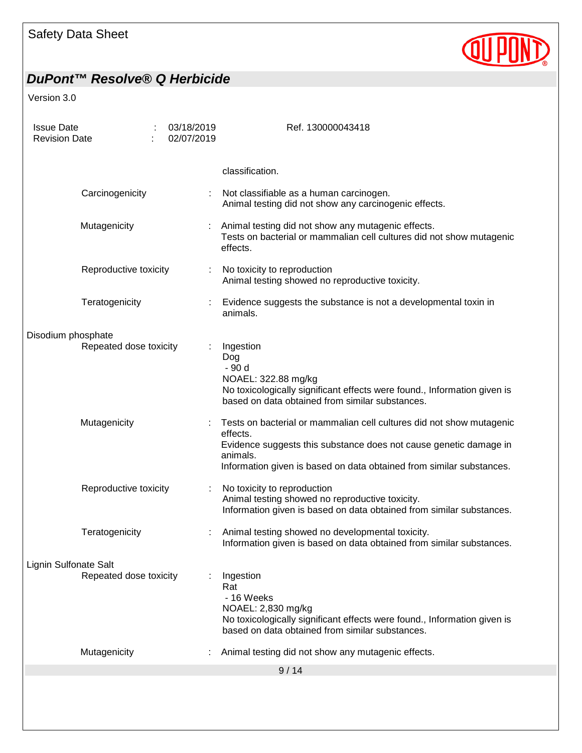classification.

| | | |
|---|---|---|
| Carcinogenicity | : | Not classifiable as a human carcinogen.<br>Animal testing did not show any carcinogenic effects. |
| Mutagenicity | : | Animal testing did not show any mutagenic effects.<br>Tests on bacterial or mammalian cell cultures did not show mutagenic effects. |
| Reproductive toxicity | : | No toxicity to reproduction<br>Animal testing showed no reproductive toxicity. |
| Teratogenicity | : | Evidence suggests the substance is not a developmental toxin in animals. |

Disodium phosphate

| | | |
|---|---|---|
| Repeated dose toxicity | : | Ingestion<br>Dog<br>- 90 d<br>NOAEL: 322.88 mg/kg<br>No toxicologically significant effects were found., Information given is based on data obtained from similar substances. |
| Mutagenicity | : | Tests on bacterial or mammalian cell cultures did not show mutagenic effects.<br>Evidence suggests this substance does not cause genetic damage in animals.<br>Information given is based on data obtained from similar substances. |
| Reproductive toxicity | : | No toxicity to reproduction<br>Animal testing showed no reproductive toxicity.<br>Information given is based on data obtained from similar substances. |
| Teratogenicity | : | Animal testing showed no developmental toxicity.<br>Information given is based on data obtained from similar substances. |

Lignin Sulfonate Salt

| | | |
|---|---|---|
| Repeated dose toxicity | : | Ingestion<br>Rat<br>- 16 Weeks<br>NOAEL: 2,830 mg/kg<br>No toxicologically significant effects were found., Information given is based on data obtained from similar substances. |
| Mutagenicity | : | Animal testing did not show any mutagenic effects. |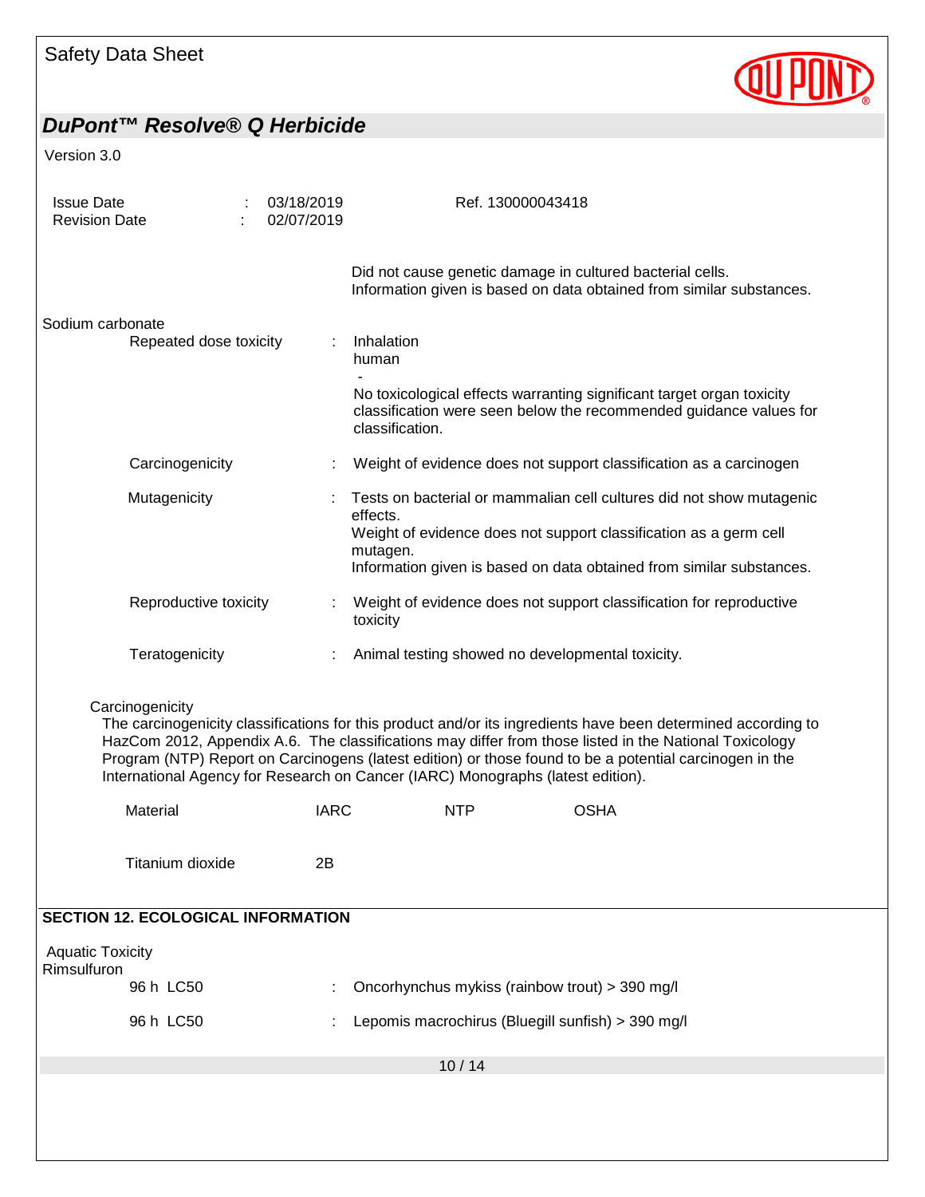Did not cause genetic damage in cultured bacterial cells.
Information given is based on data obtained from similar substances.

Sodium carbonate

Repeated dose toxicity : Inhalation
human
-
No toxicological effects warranting significant target organ toxicity classification were seen below the recommended guidance values for classification.

Carcinogenicity : Weight of evidence does not support classification as a carcinogen

Mutagenicity : Tests on bacterial or mammalian cell cultures did not show mutagenic effects.
Weight of evidence does not support classification as a germ cell mutagen.
Information given is based on data obtained from similar substances.

Reproductive toxicity : Weight of evidence does not support classification for reproductive toxicity

Teratogenicity : Animal testing showed no developmental toxicity.

Carcinogenicity

The carcinogenicity classifications for this product and/or its ingredients have been determined according to HazCom 2012, Appendix A.6. The classifications may differ from those listed in the National Toxicology Program (NTP) Report on Carcinogens (latest edition) or those found to be a potential carcinogen in the International Agency for Research on Cancer (IARC) Monographs (latest edition).

| Material | IARC | NTP | OSHA |
|---|---|---|---|
| Titanium dioxide | 2B | | |

## SECTION 12. ECOLOGICAL INFORMATION

Aquatic Toxicity

Rimsulfuron

96 h LC50 : Oncorhynchus mykiss (rainbow trout) > 390 mg/l

96 h LC50 : Lepomis macrochirus (Bluegill sunfish) > 390 mg/l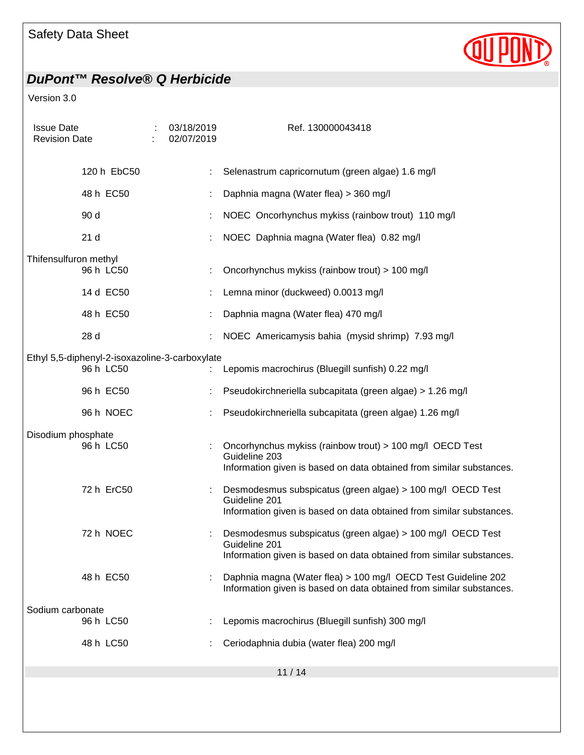| | | |
|---|---|---|
| 120 h EbC50 | : | Selenastrum capricornutum (green algae) 1.6 mg/l |
| 48 h EC50 | : | Daphnia magna (Water flea) > 360 mg/l |
| 90 d | : | NOEC Oncorhynchus mykiss (rainbow trout) 110 mg/l |
| 21 d | : | NOEC Daphnia magna (Water flea) 0.82 mg/l |

Thifensulfuron methyl

| | | |
|---|---|---|
| 96 h LC50 | : | Oncorhynchus mykiss (rainbow trout) > 100 mg/l |
| 14 d EC50 | : | Lemna minor (duckweed) 0.0013 mg/l |
| 48 h EC50 | : | Daphnia magna (Water flea) 470 mg/l |
| 28 d | : | NOEC Americamysis bahia (mysid shrimp) 7.93 mg/l |

Ethyl 5,5-diphenyl-2-isoxazoline-3-carboxylate

| | | |
|---|---|---|
| 96 h LC50 | : | Lepomis macrochirus (Bluegill sunfish) 0.22 mg/l |
| 96 h EC50 | : | Pseudokirchneriella subcapitata (green algae) > 1.26 mg/l |
| 96 h NOEC | : | Pseudokirchneriella subcapitata (green algae) 1.26 mg/l |

Disodium phosphate

| | | |
|---|---|---|
| 96 h LC50 | : | Oncorhynchus mykiss (rainbow trout) > 100 mg/l OECD Test Guideline 203<br>Information given is based on data obtained from similar substances. |
| 72 h ErC50 | : | Desmodesmus subspicatus (green algae) > 100 mg/l OECD Test Guideline 201<br>Information given is based on data obtained from similar substances. |
| 72 h NOEC | : | Desmodesmus subspicatus (green algae) > 100 mg/l OECD Test Guideline 201<br>Information given is based on data obtained from similar substances. |
| 48 h EC50 | : | Daphnia magna (Water flea) > 100 mg/l OECD Test Guideline 202<br>Information given is based on data obtained from similar substances. |

Sodium carbonate

| | | |
|---|---|---|
| 96 h LC50 | : | Lepomis macrochirus (Bluegill sunfish) 300 mg/l |
| 48 h LC50 | : | Ceriodaphnia dubia (water flea) 200 mg/l |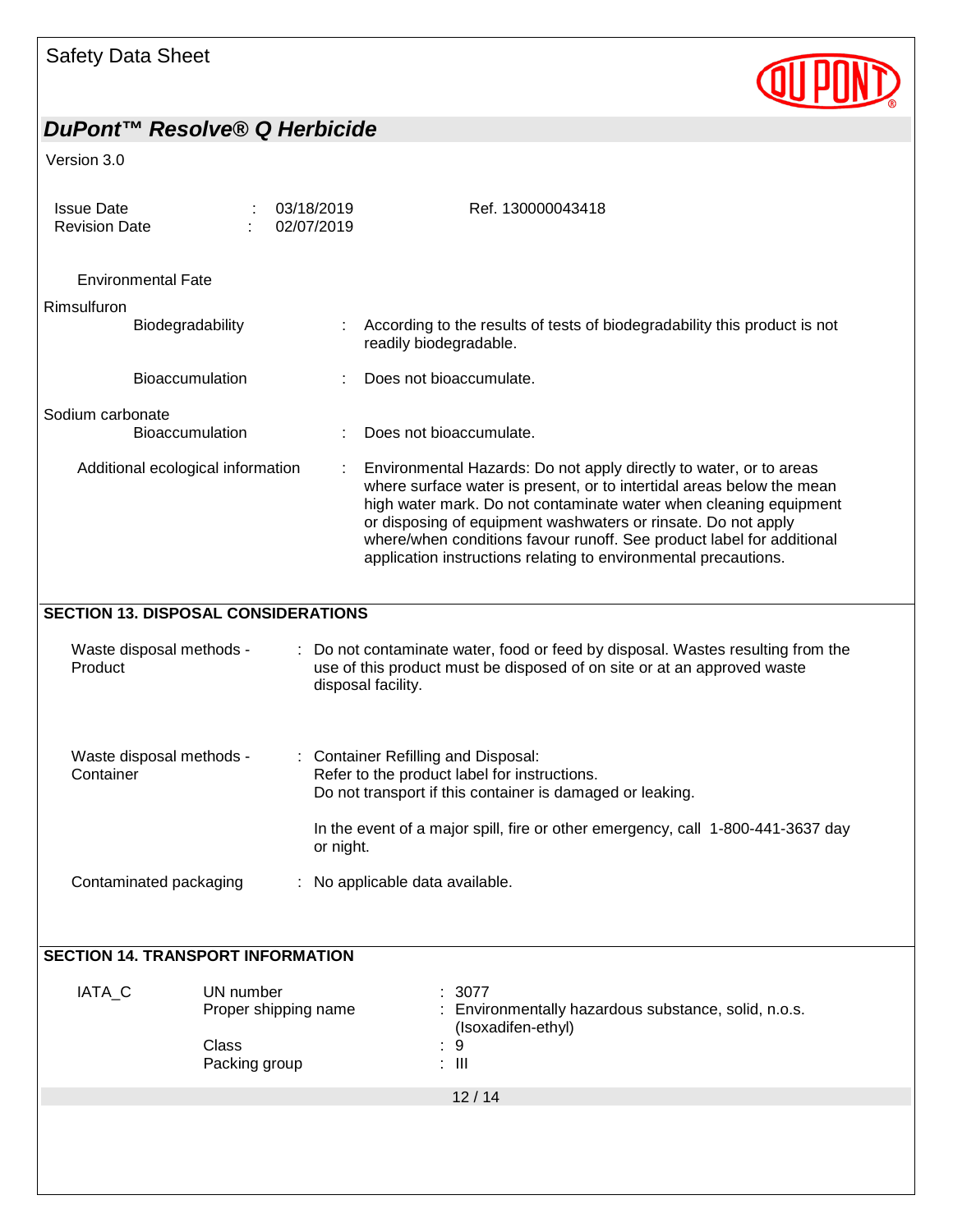Environmental Fate

Rimsulfuron

| | | |
|---|---|---|
| Biodegradability | : | According to the results of tests of biodegradability this product is not readily biodegradable. |
| Bioaccumulation | : | Does not bioaccumulate. |

Sodium carbonate

| | | |
|---|---|---|
| Bioaccumulation | : | Does not bioaccumulate. |

| | | |
|---|---|---|
| Additional ecological information | : | Environmental Hazards: Do not apply directly to water, or to areas where surface water is present, or to intertidal areas below the mean high water mark. Do not contaminate water when cleaning equipment or disposing of equipment washwaters or rinsate. Do not apply where/when conditions favour runoff. See product label for additional application instructions relating to environmental precautions. |

## SECTION 13. DISPOSAL CONSIDERATIONS

| | | |
|---|---|---|
| Waste disposal methods - Product | : | Do not contaminate water, food or feed by disposal. Wastes resulting from the use of this product must be disposed of on site or at an approved waste disposal facility. |
| Waste disposal methods - Container | : | Container Refilling and Disposal:<br>Refer to the product label for instructions.<br>Do not transport if this container is damaged or leaking.<br><br>In the event of a major spill, fire or other emergency, call 1-800-441-3637 day or night. |
| Contaminated packaging | : | No applicable data available. |

## SECTION 14. TRANSPORT INFORMATION

| | | | |
|---|---|---|---|
| IATA_C | UN number | : | 3077 |
| | Proper shipping name | : | Environmentally hazardous substance, solid, n.o.s. (Isoxadifen-ethyl) |
| | Class | : | 9 |
| | Packing group | : | III |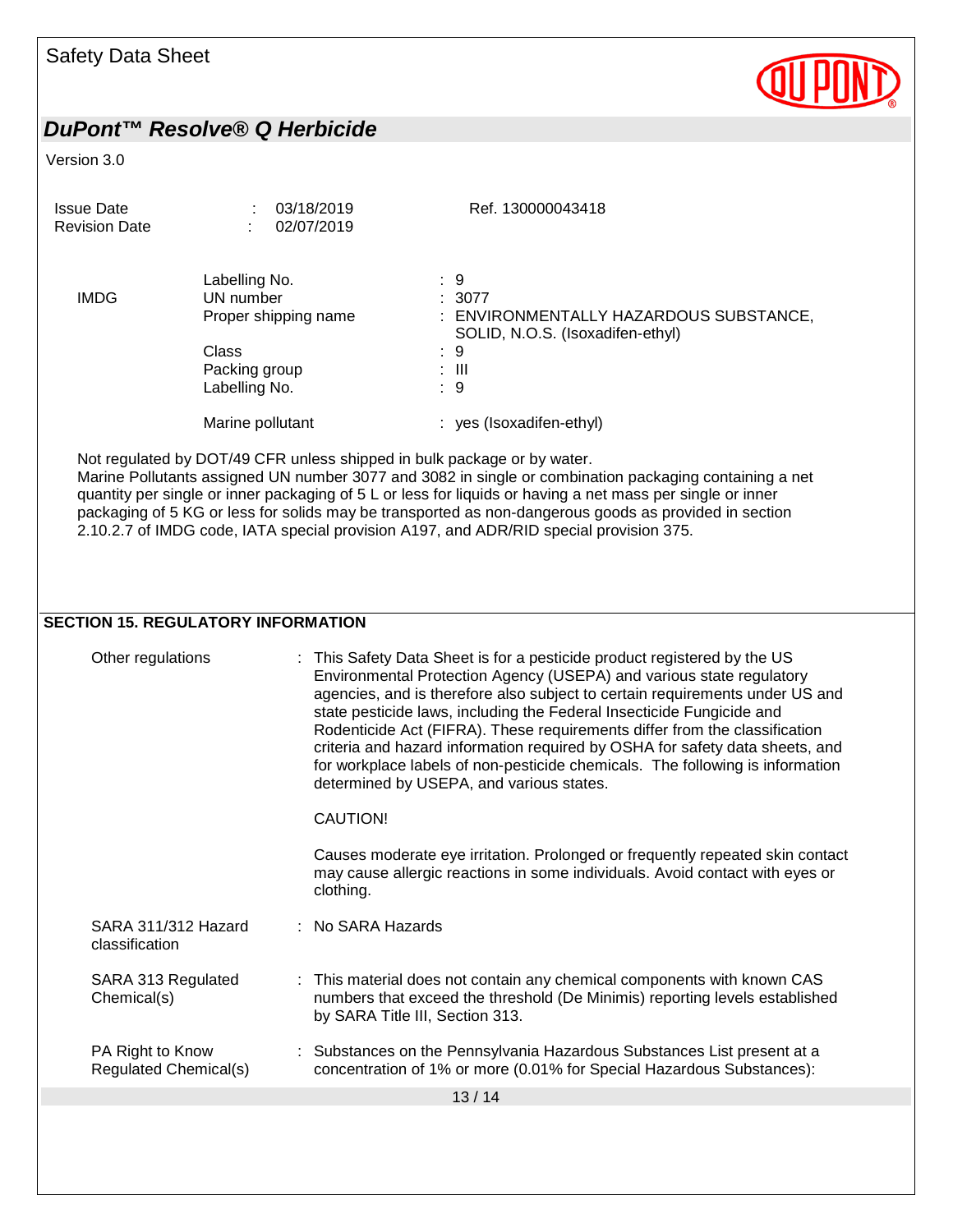| | | |
|---|---|---|
| IMDG | Labelling No. | : 9 |
| | UN number | : 3077 |
| | Proper shipping name | : ENVIRONMENTALLY HAZARDOUS SUBSTANCE, SOLID, N.O.S. (Isoxadifen-ethyl) |
| | Class | : 9 |
| | Packing group | : III |
| | Labelling No. | : 9 |
| | Marine pollutant | : yes (Isoxadifen-ethyl) |

Not regulated by DOT/49 CFR unless shipped in bulk package or by water.
Marine Pollutants assigned UN number 3077 and 3082 in single or combination packaging containing a net quantity per single or inner packaging of 5 L or less for liquids or having a net mass per single or inner packaging of 5 KG or less for solids may be transported as non-dangerous goods as provided in section 2.10.2.7 of IMDG code, IATA special provision A197, and ADR/RID special provision 375.

## SECTION 15. REGULATORY INFORMATION

**Other regulations** : This Safety Data Sheet is for a pesticide product registered by the US Environmental Protection Agency (USEPA) and various state regulatory agencies, and is therefore also subject to certain requirements under US and state pesticide laws, including the Federal Insecticide Fungicide and Rodenticide Act (FIFRA). These requirements differ from the classification criteria and hazard information required by OSHA for safety data sheets, and for workplace labels of non-pesticide chemicals. The following is information determined by USEPA, and various states.

CAUTION!

Causes moderate eye irritation. Prolonged or frequently repeated skin contact may cause allergic reactions in some individuals. Avoid contact with eyes or clothing.

**SARA 311/312 Hazard classification** : No SARA Hazards

**SARA 313 Regulated Chemical(s)** : This material does not contain any chemical components with known CAS numbers that exceed the threshold (De Minimis) reporting levels established by SARA Title III, Section 313.

**PA Right to Know Regulated Chemical(s)** : Substances on the Pennsylvania Hazardous Substances List present at a concentration of 1% or more (0.01% for Special Hazardous Substances):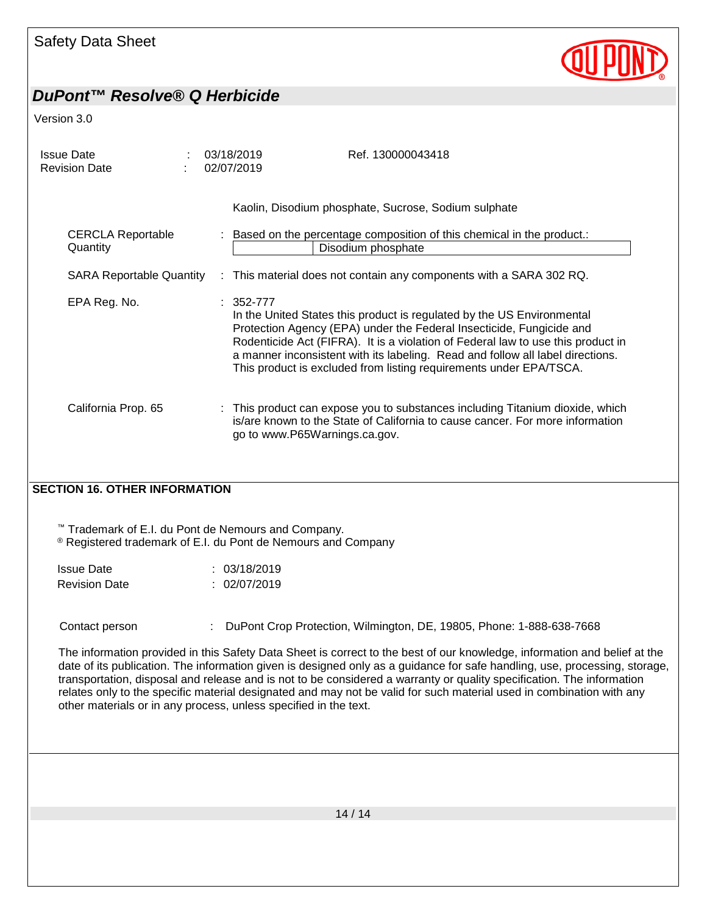Kaolin, Disodium phosphate, Sucrose, Sodium sulphate

CERCLA Reportable Quantity : Based on the percentage composition of this chemical in the product.:

| | |
|---|---|
| | Disodium phosphate |

SARA Reportable Quantity : This material does not contain any components with a SARA 302 RQ.

EPA Reg. No. : 352-777
In the United States this product is regulated by the US Environmental Protection Agency (EPA) under the Federal Insecticide, Fungicide and Rodenticide Act (FIFRA). It is a violation of Federal law to use this product in a manner inconsistent with its labeling. Read and follow all label directions. This product is excluded from listing requirements under EPA/TSCA.

California Prop. 65 : This product can expose you to substances including Titanium dioxide, which is/are known to the State of California to cause cancer. For more information go to www.P65Warnings.ca.gov.

## SECTION 16. OTHER INFORMATION

™ Trademark of E.I. du Pont de Nemours and Company.
® Registered trademark of E.I. du Pont de Nemours and Company

Issue Date : 03/18/2019
Revision Date : 02/07/2019

Contact person : DuPont Crop Protection, Wilmington, DE, 19805, Phone: 1-888-638-7668

The information provided in this Safety Data Sheet is correct to the best of our knowledge, information and belief at the date of its publication. The information given is designed only as a guidance for safe handling, use, processing, storage, transportation, disposal and release and is not to be considered a warranty or quality specification. The information relates only to the specific material designated and may not be valid for such material used in combination with any other materials or in any process, unless specified in the text.